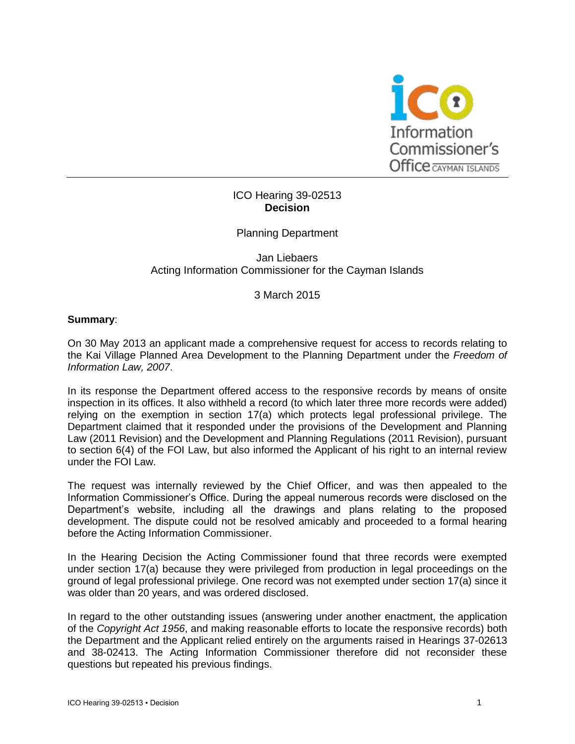ICO Hearing 39-02513
**Decision**

Planning Department

Jan Liebaers
Acting Information Commissioner for the Cayman Islands

3 March 2015

**Summary**:

On 30 May 2013 an applicant made a comprehensive request for access to records relating to the Kai Village Planned Area Development to the Planning Department under the *Freedom of Information Law, 2007*.

In its response the Department offered access to the responsive records by means of onsite inspection in its offices. It also withheld a record (to which later three more records were added) relying on the exemption in section 17(a) which protects legal professional privilege. The Department claimed that it responded under the provisions of the Development and Planning Law (2011 Revision) and the Development and Planning Regulations (2011 Revision), pursuant to section 6(4) of the FOI Law, but also informed the Applicant of his right to an internal review under the FOI Law.

The request was internally reviewed by the Chief Officer, and was then appealed to the Information Commissioner's Office. During the appeal numerous records were disclosed on the Department's website, including all the drawings and plans relating to the proposed development. The dispute could not be resolved amicably and proceeded to a formal hearing before the Acting Information Commissioner.

In the Hearing Decision the Acting Commissioner found that three records were exempted under section 17(a) because they were privileged from production in legal proceedings on the ground of legal professional privilege. One record was not exempted under section 17(a) since it was older than 20 years, and was ordered disclosed.

In regard to the other outstanding issues (answering under another enactment, the application of the *Copyright Act 1956*, and making reasonable efforts to locate the responsive records) both the Department and the Applicant relied entirely on the arguments raised in Hearings 37-02613 and 38-02413. The Acting Information Commissioner therefore did not reconsider these questions but repeated his previous findings.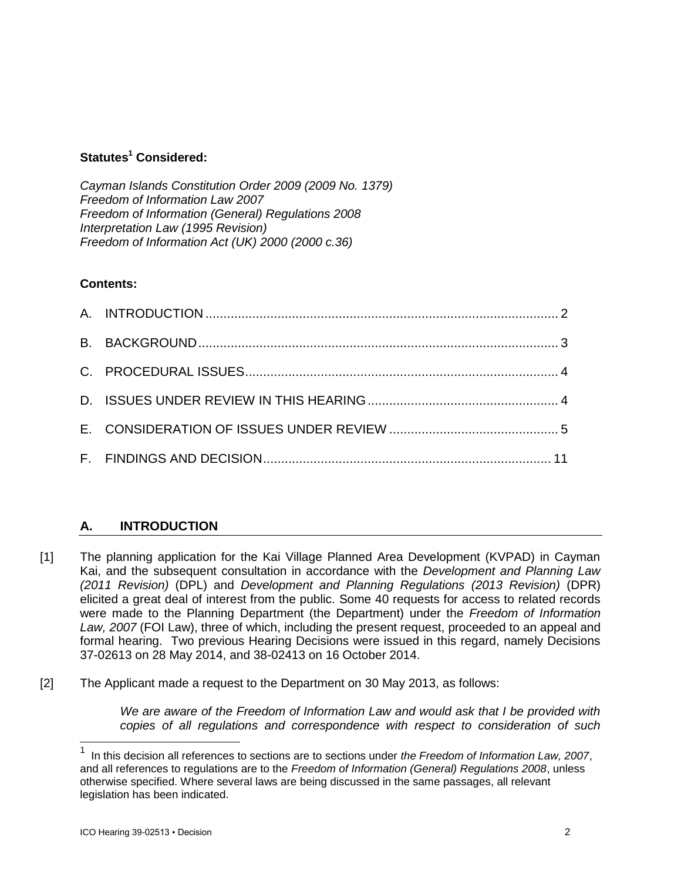**Statutes[1] Considered:**

*Cayman Islands Constitution Order 2009 (2009 No. 1379)*
*Freedom of Information Law 2007*
*Freedom of Information (General) Regulations 2008*
*Interpretation Law (1995 Revision)*
*Freedom of Information Act (UK) 2000 (2000 c.36)*

**Contents:**

A. INTRODUCTION ..... 2

B. BACKGROUND ..... 3

C. PROCEDURAL ISSUES ..... 4

D. ISSUES UNDER REVIEW IN THIS HEARING ..... 4

E. CONSIDERATION OF ISSUES UNDER REVIEW ..... 5

F. FINDINGS AND DECISION ..... 11

## A. INTRODUCTION

[1] The planning application for the Kai Village Planned Area Development (KVPAD) in Cayman Kai, and the subsequent consultation in accordance with the *Development and Planning Law (2011 Revision)* (DPL) and *Development and Planning Regulations (2013 Revision)* (DPR) elicited a great deal of interest from the public. Some 40 requests for access to related records were made to the Planning Department (the Department) under the *Freedom of Information Law, 2007* (FOI Law), three of which, including the present request, proceeded to an appeal and formal hearing. Two previous Hearing Decisions were issued in this regard, namely Decisions 37-02613 on 28 May 2014, and 38-02413 on 16 October 2014.

[2] The Applicant made a request to the Department on 30 May 2013, as follows:

> *We are aware of the Freedom of Information Law and would ask that I be provided with copies of all regulations and correspondence with respect to consideration of such*

---

[1] In this decision all references to sections are to sections under *the Freedom of Information Law, 2007*, and all references to regulations are to the *Freedom of Information (General) Regulations 2008*, unless otherwise specified. Where several laws are being discussed in the same passages, all relevant legislation has been indicated.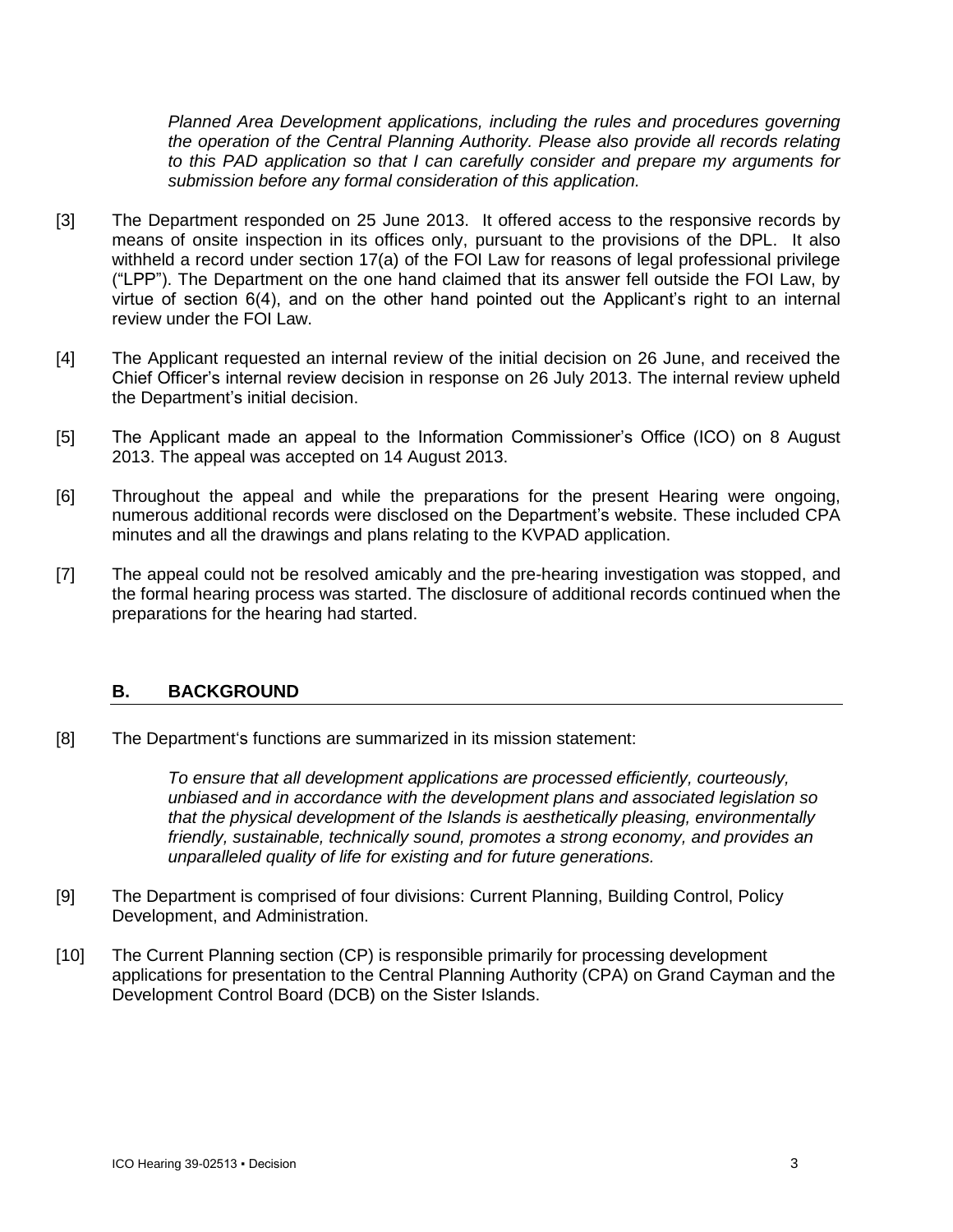*Planned Area Development applications, including the rules and procedures governing the operation of the Central Planning Authority. Please also provide all records relating to this PAD application so that I can carefully consider and prepare my arguments for submission before any formal consideration of this application.*

[3] The Department responded on 25 June 2013. It offered access to the responsive records by means of onsite inspection in its offices only, pursuant to the provisions of the DPL. It also withheld a record under section 17(a) of the FOI Law for reasons of legal professional privilege ("LPP"). The Department on the one hand claimed that its answer fell outside the FOI Law, by virtue of section 6(4), and on the other hand pointed out the Applicant's right to an internal review under the FOI Law.

[4] The Applicant requested an internal review of the initial decision on 26 June, and received the Chief Officer's internal review decision in response on 26 July 2013. The internal review upheld the Department's initial decision.

[5] The Applicant made an appeal to the Information Commissioner's Office (ICO) on 8 August 2013. The appeal was accepted on 14 August 2013.

[6] Throughout the appeal and while the preparations for the present Hearing were ongoing, numerous additional records were disclosed on the Department's website. These included CPA minutes and all the drawings and plans relating to the KVPAD application.

[7] The appeal could not be resolved amicably and the pre-hearing investigation was stopped, and the formal hearing process was started. The disclosure of additional records continued when the preparations for the hearing had started.

## B. BACKGROUND

[8] The Department's functions are summarized in its mission statement:

> *To ensure that all development applications are processed efficiently, courteously, unbiased and in accordance with the development plans and associated legislation so that the physical development of the Islands is aesthetically pleasing, environmentally friendly, sustainable, technically sound, promotes a strong economy, and provides an unparalleled quality of life for existing and for future generations.*

[9] The Department is comprised of four divisions: Current Planning, Building Control, Policy Development, and Administration.

[10] The Current Planning section (CP) is responsible primarily for processing development applications for presentation to the Central Planning Authority (CPA) on Grand Cayman and the Development Control Board (DCB) on the Sister Islands.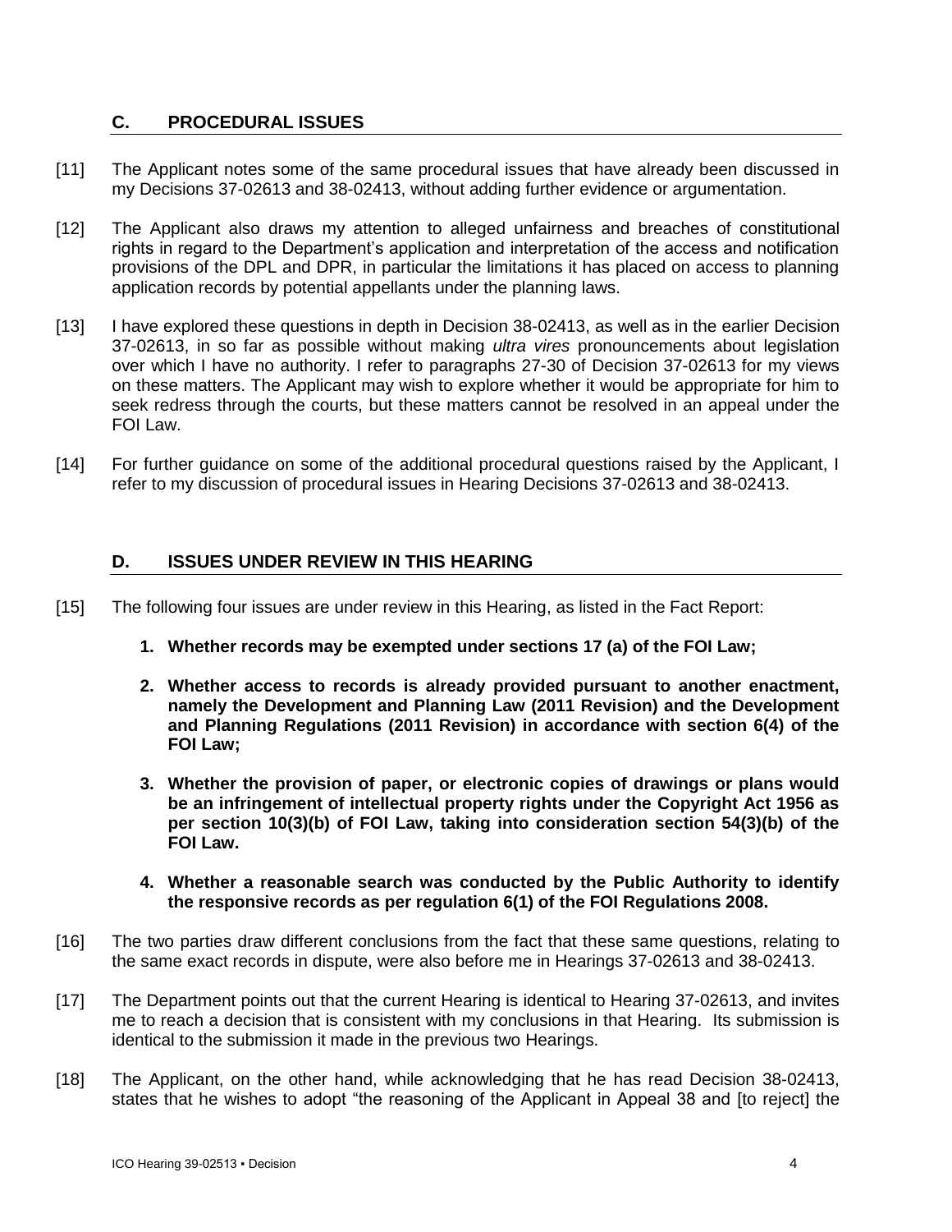## C. PROCEDURAL ISSUES

[11] The Applicant notes some of the same procedural issues that have already been discussed in my Decisions 37-02613 and 38-02413, without adding further evidence or argumentation.

[12] The Applicant also draws my attention to alleged unfairness and breaches of constitutional rights in regard to the Department's application and interpretation of the access and notification provisions of the DPL and DPR, in particular the limitations it has placed on access to planning application records by potential appellants under the planning laws.

[13] I have explored these questions in depth in Decision 38-02413, as well as in the earlier Decision 37-02613, in so far as possible without making *ultra vires* pronouncements about legislation over which I have no authority. I refer to paragraphs 27-30 of Decision 37-02613 for my views on these matters. The Applicant may wish to explore whether it would be appropriate for him to seek redress through the courts, but these matters cannot be resolved in an appeal under the FOI Law.

[14] For further guidance on some of the additional procedural questions raised by the Applicant, I refer to my discussion of procedural issues in Hearing Decisions 37-02613 and 38-02413.

## D. ISSUES UNDER REVIEW IN THIS HEARING

[15] The following four issues are under review in this Hearing, as listed in the Fact Report:

1. **Whether records may be exempted under sections 17 (a) of the FOI Law;**
2. **Whether access to records is already provided pursuant to another enactment, namely the Development and Planning Law (2011 Revision) and the Development and Planning Regulations (2011 Revision) in accordance with section 6(4) of the FOI Law;**
3. **Whether the provision of paper, or electronic copies of drawings or plans would be an infringement of intellectual property rights under the Copyright Act 1956 as per section 10(3)(b) of FOI Law, taking into consideration section 54(3)(b) of the FOI Law.**
4. **Whether a reasonable search was conducted by the Public Authority to identify the responsive records as per regulation 6(1) of the FOI Regulations 2008.**

[16] The two parties draw different conclusions from the fact that these same questions, relating to the same exact records in dispute, were also before me in Hearings 37-02613 and 38-02413.

[17] The Department points out that the current Hearing is identical to Hearing 37-02613, and invites me to reach a decision that is consistent with my conclusions in that Hearing. Its submission is identical to the submission it made in the previous two Hearings.

[18] The Applicant, on the other hand, while acknowledging that he has read Decision 38-02413, states that he wishes to adopt "the reasoning of the Applicant in Appeal 38 and [to reject] the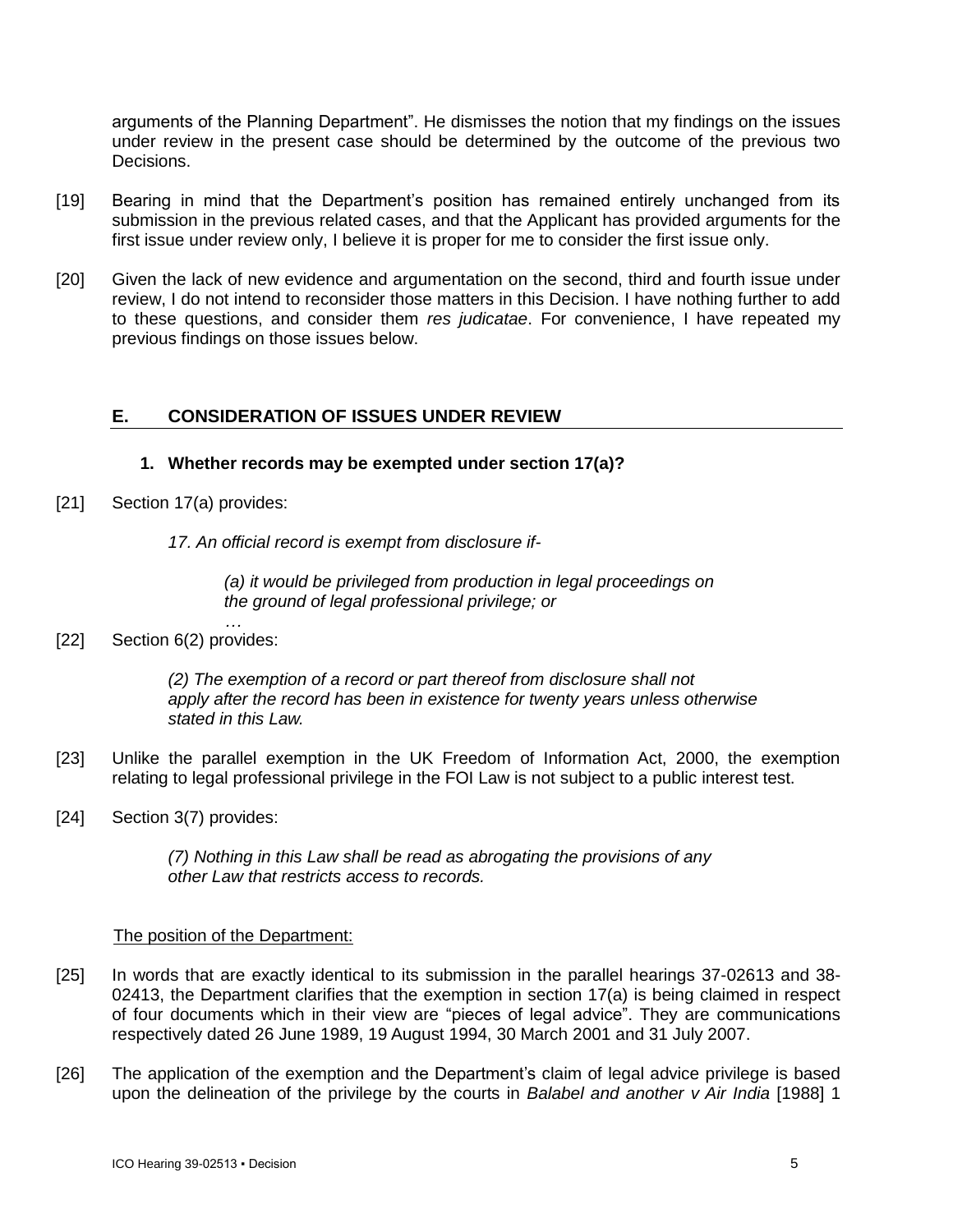arguments of the Planning Department". He dismisses the notion that my findings on the issues under review in the present case should be determined by the outcome of the previous two Decisions.

[19] Bearing in mind that the Department's position has remained entirely unchanged from its submission in the previous related cases, and that the Applicant has provided arguments for the first issue under review only, I believe it is proper for me to consider the first issue only.

[20] Given the lack of new evidence and argumentation on the second, third and fourth issue under review, I do not intend to reconsider those matters in this Decision. I have nothing further to add to these questions, and consider them *res judicatae*. For convenience, I have repeated my previous findings on those issues below.

## E. CONSIDERATION OF ISSUES UNDER REVIEW

### 1. Whether records may be exempted under section 17(a)?

[21] Section 17(a) provides:

> *17. An official record is exempt from disclosure if-*
>
> > *(a) it would be privileged from production in legal proceedings on the ground of legal professional privilege; or*
> >
> > …

[22] Section 6(2) provides:

> *(2) The exemption of a record or part thereof from disclosure shall not apply after the record has been in existence for twenty years unless otherwise stated in this Law.*

[23] Unlike the parallel exemption in the UK Freedom of Information Act, 2000, the exemption relating to legal professional privilege in the FOI Law is not subject to a public interest test.

[24] Section 3(7) provides:

> *(7) Nothing in this Law shall be read as abrogating the provisions of any other Law that restricts access to records.*

The position of the Department:

[25] In words that are exactly identical to its submission in the parallel hearings 37-02613 and 38-02413, the Department clarifies that the exemption in section 17(a) is being claimed in respect of four documents which in their view are "pieces of legal advice". They are communications respectively dated 26 June 1989, 19 August 1994, 30 March 2001 and 31 July 2007.

[26] The application of the exemption and the Department's claim of legal advice privilege is based upon the delineation of the privilege by the courts in *Balabel and another v Air India* [1988] 1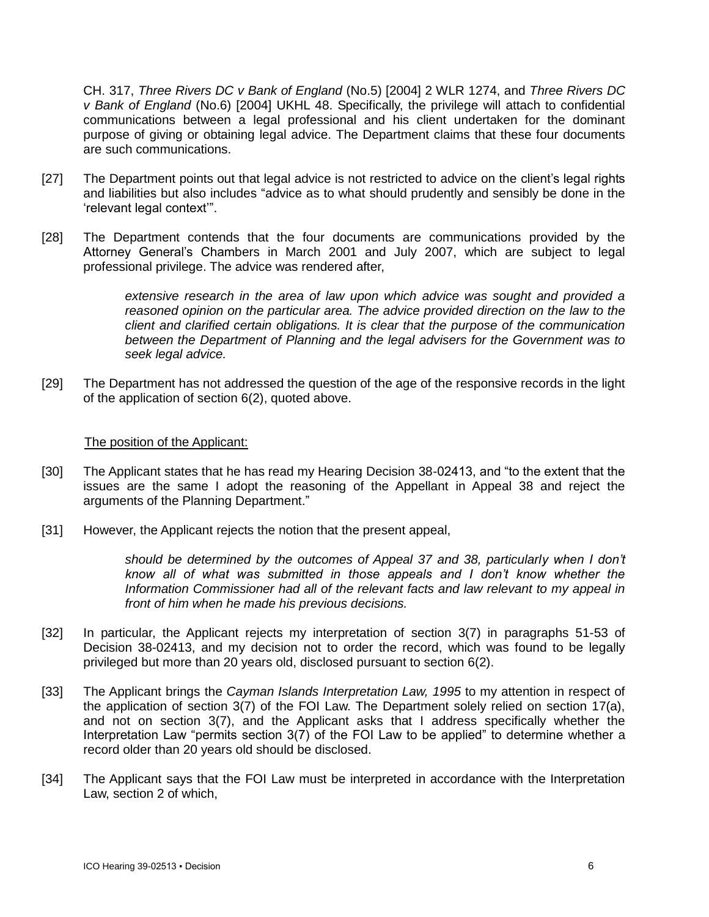CH. 317, *Three Rivers DC v Bank of England* (No.5) [2004] 2 WLR 1274, and *Three Rivers DC v Bank of England* (No.6) [2004] UKHL 48. Specifically, the privilege will attach to confidential communications between a legal professional and his client undertaken for the dominant purpose of giving or obtaining legal advice. The Department claims that these four documents are such communications.

[27] The Department points out that legal advice is not restricted to advice on the client's legal rights and liabilities but also includes "advice as to what should prudently and sensibly be done in the 'relevant legal context'".

[28] The Department contends that the four documents are communications provided by the Attorney General's Chambers in March 2001 and July 2007, which are subject to legal professional privilege. The advice was rendered after,

> *extensive research in the area of law upon which advice was sought and provided a reasoned opinion on the particular area. The advice provided direction on the law to the client and clarified certain obligations. It is clear that the purpose of the communication between the Department of Planning and the legal advisers for the Government was to seek legal advice.*

[29] The Department has not addressed the question of the age of the responsive records in the light of the application of section 6(2), quoted above.

The position of the Applicant:

[30] The Applicant states that he has read my Hearing Decision 38-02413, and "to the extent that the issues are the same I adopt the reasoning of the Appellant in Appeal 38 and reject the arguments of the Planning Department."

[31] However, the Applicant rejects the notion that the present appeal,

> *should be determined by the outcomes of Appeal 37 and 38, particularly when I don't know all of what was submitted in those appeals and I don't know whether the Information Commissioner had all of the relevant facts and law relevant to my appeal in front of him when he made his previous decisions.*

[32] In particular, the Applicant rejects my interpretation of section 3(7) in paragraphs 51-53 of Decision 38-02413, and my decision not to order the record, which was found to be legally privileged but more than 20 years old, disclosed pursuant to section 6(2).

[33] The Applicant brings the *Cayman Islands Interpretation Law, 1995* to my attention in respect of the application of section 3(7) of the FOI Law. The Department solely relied on section 17(a), and not on section 3(7), and the Applicant asks that I address specifically whether the Interpretation Law "permits section 3(7) of the FOI Law to be applied" to determine whether a record older than 20 years old should be disclosed.

[34] The Applicant says that the FOI Law must be interpreted in accordance with the Interpretation Law, section 2 of which,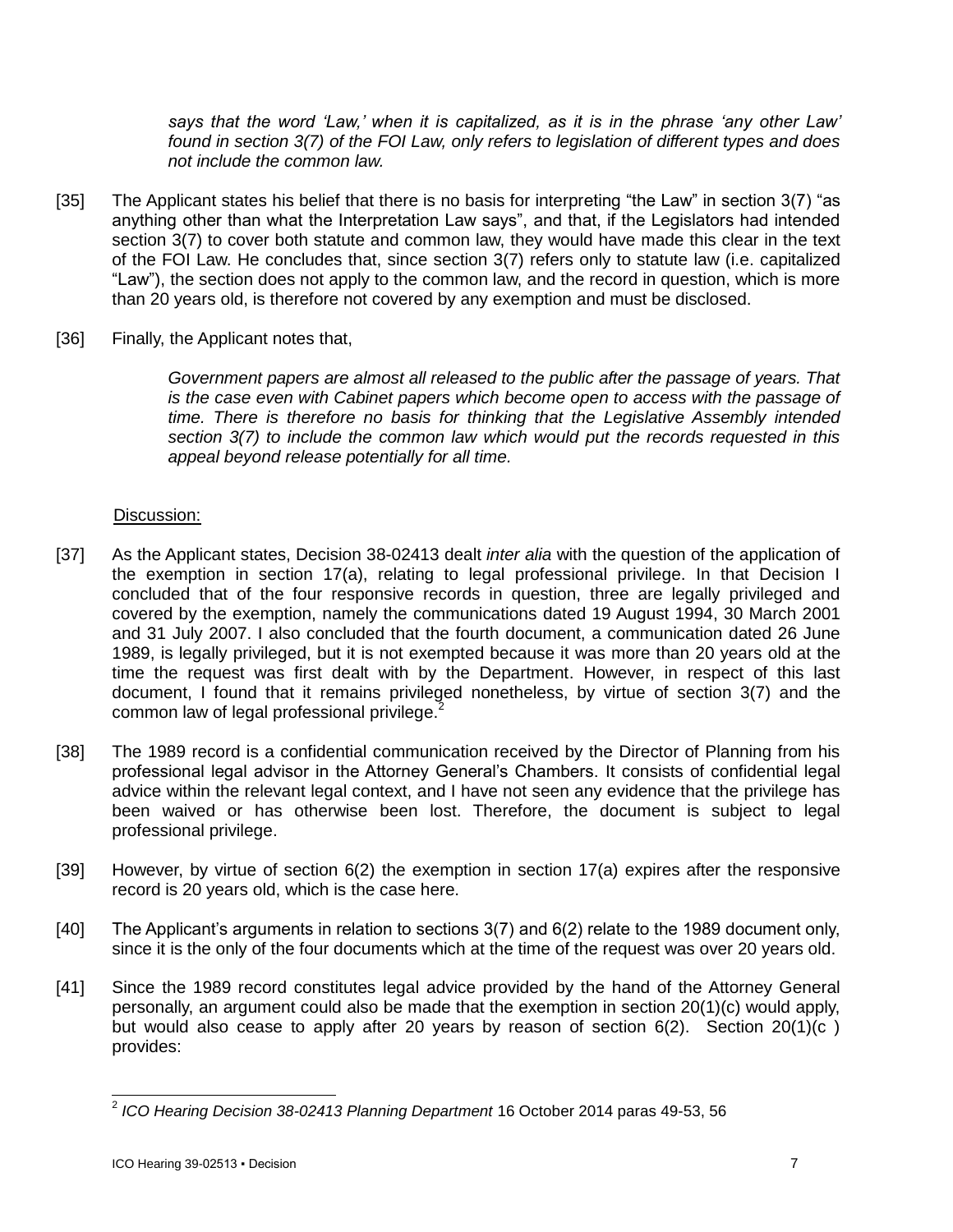*says that the word 'Law,' when it is capitalized, as it is in the phrase 'any other Law' found in section 3(7) of the FOI Law, only refers to legislation of different types and does not include the common law.*

[35] The Applicant states his belief that there is no basis for interpreting "the Law" in section 3(7) "as anything other than what the Interpretation Law says", and that, if the Legislators had intended section 3(7) to cover both statute and common law, they would have made this clear in the text of the FOI Law. He concludes that, since section 3(7) refers only to statute law (i.e. capitalized "Law"), the section does not apply to the common law, and the record in question, which is more than 20 years old, is therefore not covered by any exemption and must be disclosed.

[36] Finally, the Applicant notes that,

> *Government papers are almost all released to the public after the passage of years. That is the case even with Cabinet papers which become open to access with the passage of time. There is therefore no basis for thinking that the Legislative Assembly intended section 3(7) to include the common law which would put the records requested in this appeal beyond release potentially for all time.*

Discussion:

[37] As the Applicant states, Decision 38-02413 dealt *inter alia* with the question of the application of the exemption in section 17(a), relating to legal professional privilege. In that Decision I concluded that of the four responsive records in question, three are legally privileged and covered by the exemption, namely the communications dated 19 August 1994, 30 March 2001 and 31 July 2007. I also concluded that the fourth document, a communication dated 26 June 1989, is legally privileged, but it is not exempted because it was more than 20 years old at the time the request was first dealt with by the Department. However, in respect of this last document, I found that it remains privileged nonetheless, by virtue of section 3(7) and the common law of legal professional privilege.[2]

[38] The 1989 record is a confidential communication received by the Director of Planning from his professional legal advisor in the Attorney General's Chambers. It consists of confidential legal advice within the relevant legal context, and I have not seen any evidence that the privilege has been waived or has otherwise been lost. Therefore, the document is subject to legal professional privilege.

[39] However, by virtue of section 6(2) the exemption in section 17(a) expires after the responsive record is 20 years old, which is the case here.

[40] The Applicant's arguments in relation to sections 3(7) and 6(2) relate to the 1989 document only, since it is the only of the four documents which at the time of the request was over 20 years old.

[41] Since the 1989 record constitutes legal advice provided by the hand of the Attorney General personally, an argument could also be made that the exemption in section 20(1)(c) would apply, but would also cease to apply after 20 years by reason of section 6(2). Section 20(1)(c ) provides:

---

[2] *ICO Hearing Decision 38-02413 Planning Department* 16 October 2014 paras 49-53, 56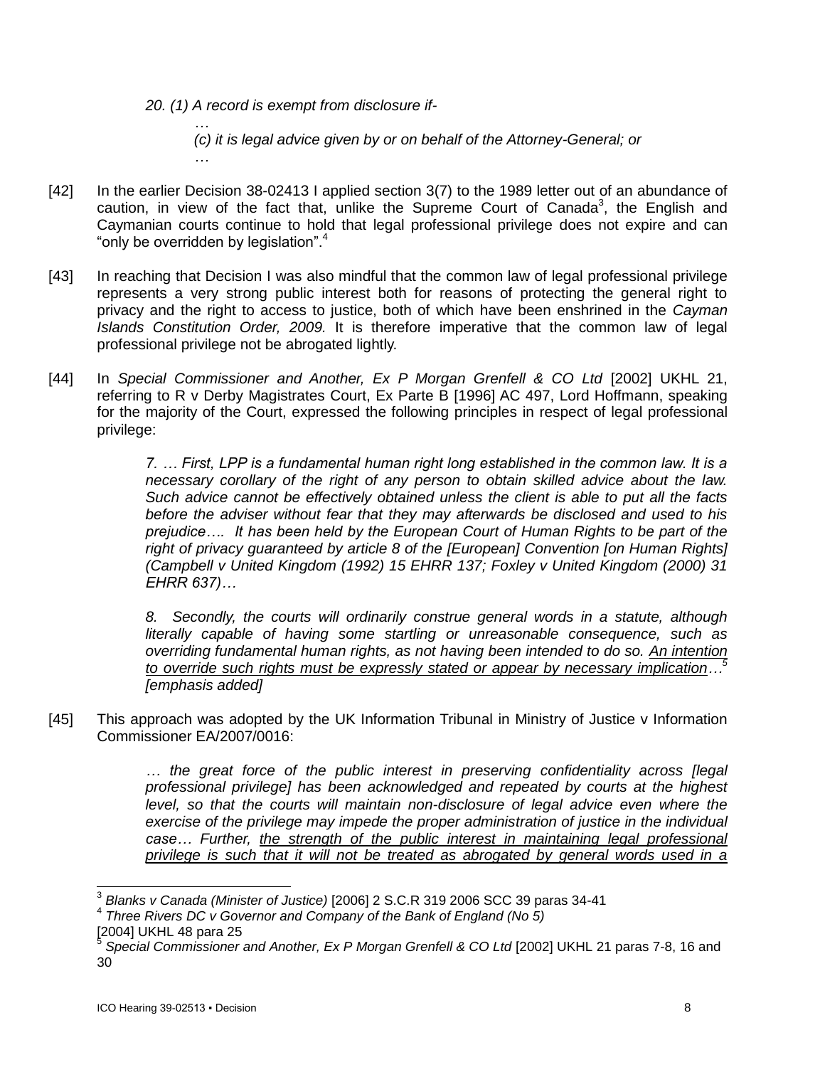> *20. (1) A record is exempt from disclosure if-*
>
> *…*
>
> *(c) it is legal advice given by or on behalf of the Attorney-General; or*
>
> *…*

[42] In the earlier Decision 38-02413 I applied section 3(7) to the 1989 letter out of an abundance of caution, in view of the fact that, unlike the Supreme Court of Canada[3], the English and Caymanian courts continue to hold that legal professional privilege does not expire and can "only be overridden by legislation".[4]

[43] In reaching that Decision I was also mindful that the common law of legal professional privilege represents a very strong public interest both for reasons of protecting the general right to privacy and the right to access to justice, both of which have been enshrined in the *Cayman Islands Constitution Order, 2009.* It is therefore imperative that the common law of legal professional privilege not be abrogated lightly.

[44] In *Special Commissioner and Another, Ex P Morgan Grenfell & CO Ltd* [2002] UKHL 21, referring to R v Derby Magistrates Court, Ex Parte B [1996] AC 497, Lord Hoffmann, speaking for the majority of the Court, expressed the following principles in respect of legal professional privilege:

> *7. … First, LPP is a fundamental human right long established in the common law. It is a necessary corollary of the right of any person to obtain skilled advice about the law. Such advice cannot be effectively obtained unless the client is able to put all the facts before the adviser without fear that they may afterwards be disclosed and used to his prejudice…. It has been held by the European Court of Human Rights to be part of the right of privacy guaranteed by article 8 of the [European] Convention [on Human Rights] (Campbell v United Kingdom (1992) 15 EHRR 137; Foxley v United Kingdom (2000) 31 EHRR 637)…*
>
> *8. Secondly, the courts will ordinarily construe general words in a statute, although literally capable of having some startling or unreasonable consequence, such as overriding fundamental human rights, as not having been intended to do so. <u>An intention to override such rights must be expressly stated or appear by necessary implication</u>…[5] [emphasis added]*

[45] This approach was adopted by the UK Information Tribunal in Ministry of Justice v Information Commissioner EA/2007/0016:

> *… the great force of the public interest in preserving confidentiality across [legal professional privilege] has been acknowledged and repeated by courts at the highest level, so that the courts will maintain non-disclosure of legal advice even where the exercise of the privilege may impede the proper administration of justice in the individual case… Further, <u>the strength of the public interest in maintaining legal professional privilege is such that it will not be treated as abrogated by general words used in a</u>*

---

[3] *Blanks v Canada (Minister of Justice)* [2006] 2 S.C.R 319 2006 SCC 39 paras 34-41

[4] *Three Rivers DC v Governor and Company of the Bank of England (No 5)* [2004] UKHL 48 para 25

[5] *Special Commissioner and Another, Ex P Morgan Grenfell & CO Ltd* [2002] UKHL 21 paras 7-8, 16 and 30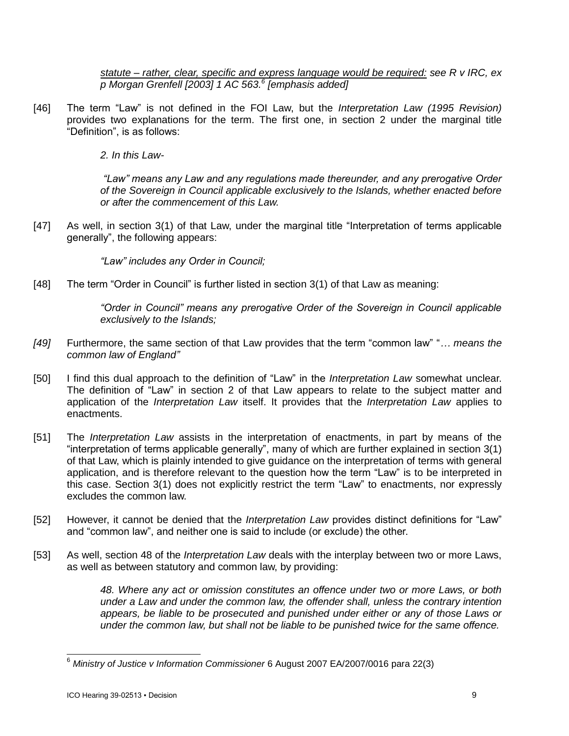*statute – rather, clear, specific and express language would be required: see R v IRC, ex p Morgan Grenfell [2003] 1 AC 563.*[6] *[emphasis added]*

[46] The term "Law" is not defined in the FOI Law, but the *Interpretation Law (1995 Revision)* provides two explanations for the term. The first one, in section 2 under the marginal title "Definition", is as follows:

> *2. In this Law-*
>
> *"Law" means any Law and any regulations made thereunder, and any prerogative Order of the Sovereign in Council applicable exclusively to the Islands, whether enacted before or after the commencement of this Law.*

[47] As well, in section 3(1) of that Law, under the marginal title "Interpretation of terms applicable generally", the following appears:

> *"Law" includes any Order in Council;*

[48] The term "Order in Council" is further listed in section 3(1) of that Law as meaning:

> *"Order in Council" means any prerogative Order of the Sovereign in Council applicable exclusively to the Islands;*

*[49]* Furthermore, the same section of that Law provides that the term "common law" "*… means the common law of England"*

[50] I find this dual approach to the definition of "Law" in the *Interpretation Law* somewhat unclear. The definition of "Law" in section 2 of that Law appears to relate to the subject matter and application of the *Interpretation Law* itself. It provides that the *Interpretation Law* applies to enactments.

[51] The *Interpretation Law* assists in the interpretation of enactments, in part by means of the "interpretation of terms applicable generally", many of which are further explained in section 3(1) of that Law, which is plainly intended to give guidance on the interpretation of terms with general application, and is therefore relevant to the question how the term "Law" is to be interpreted in this case. Section 3(1) does not explicitly restrict the term "Law" to enactments, nor expressly excludes the common law.

[52] However, it cannot be denied that the *Interpretation Law* provides distinct definitions for "Law" and "common law", and neither one is said to include (or exclude) the other.

[53] As well, section 48 of the *Interpretation Law* deals with the interplay between two or more Laws, as well as between statutory and common law, by providing:

> *48. Where any act or omission constitutes an offence under two or more Laws, or both under a Law and under the common law, the offender shall, unless the contrary intention appears, be liable to be prosecuted and punished under either or any of those Laws or under the common law, but shall not be liable to be punished twice for the same offence.*

---

[6] *Ministry of Justice v Information Commissioner* 6 August 2007 EA/2007/0016 para 22(3)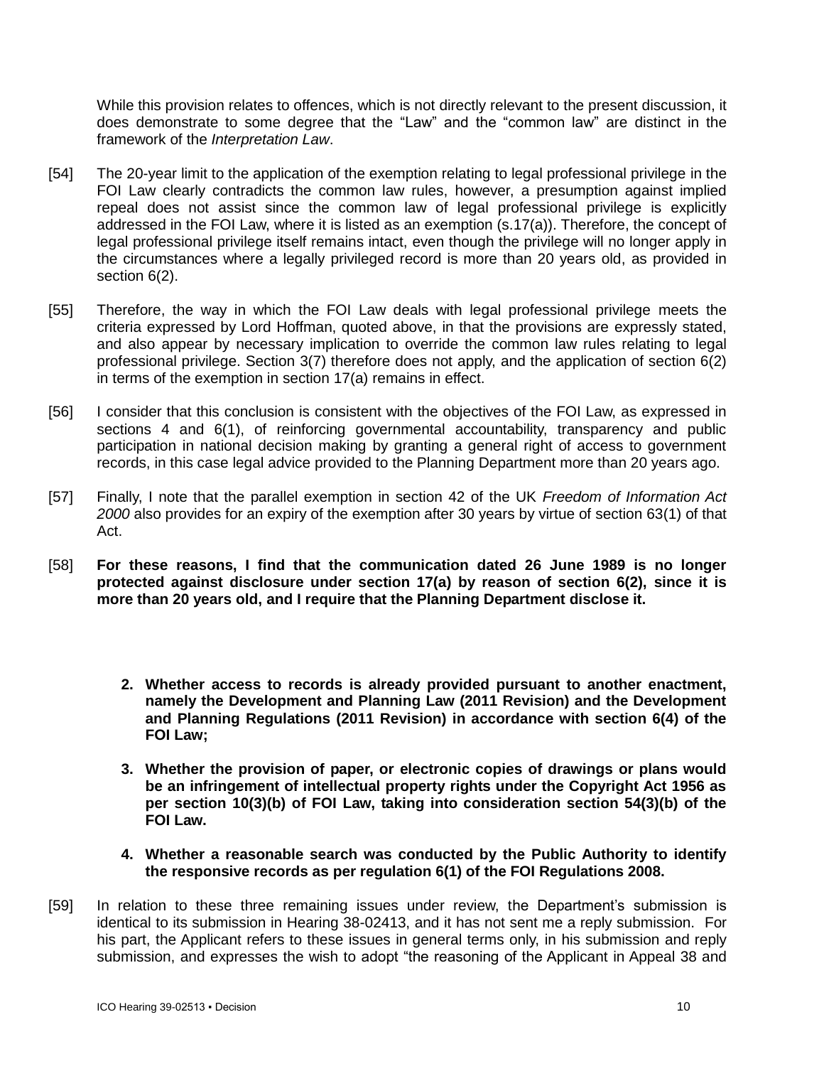While this provision relates to offences, which is not directly relevant to the present discussion, it does demonstrate to some degree that the "Law" and the "common law" are distinct in the framework of the *Interpretation Law*.

[54] The 20-year limit to the application of the exemption relating to legal professional privilege in the FOI Law clearly contradicts the common law rules, however, a presumption against implied repeal does not assist since the common law of legal professional privilege is explicitly addressed in the FOI Law, where it is listed as an exemption (s.17(a)). Therefore, the concept of legal professional privilege itself remains intact, even though the privilege will no longer apply in the circumstances where a legally privileged record is more than 20 years old, as provided in section 6(2).

[55] Therefore, the way in which the FOI Law deals with legal professional privilege meets the criteria expressed by Lord Hoffman, quoted above, in that the provisions are expressly stated, and also appear by necessary implication to override the common law rules relating to legal professional privilege. Section 3(7) therefore does not apply, and the application of section 6(2) in terms of the exemption in section 17(a) remains in effect.

[56] I consider that this conclusion is consistent with the objectives of the FOI Law, as expressed in sections 4 and 6(1), of reinforcing governmental accountability, transparency and public participation in national decision making by granting a general right of access to government records, in this case legal advice provided to the Planning Department more than 20 years ago.

[57] Finally, I note that the parallel exemption in section 42 of the UK *Freedom of Information Act 2000* also provides for an expiry of the exemption after 30 years by virtue of section 63(1) of that Act.

[58] **For these reasons, I find that the communication dated 26 June 1989 is no longer protected against disclosure under section 17(a) by reason of section 6(2), since it is more than 20 years old, and I require that the Planning Department disclose it.**

2. **Whether access to records is already provided pursuant to another enactment, namely the Development and Planning Law (2011 Revision) and the Development and Planning Regulations (2011 Revision) in accordance with section 6(4) of the FOI Law;**

3. **Whether the provision of paper, or electronic copies of drawings or plans would be an infringement of intellectual property rights under the Copyright Act 1956 as per section 10(3)(b) of FOI Law, taking into consideration section 54(3)(b) of the FOI Law.**

4. **Whether a reasonable search was conducted by the Public Authority to identify the responsive records as per regulation 6(1) of the FOI Regulations 2008.**

[59] In relation to these three remaining issues under review, the Department's submission is identical to its submission in Hearing 38-02413, and it has not sent me a reply submission. For his part, the Applicant refers to these issues in general terms only, in his submission and reply submission, and expresses the wish to adopt "the reasoning of the Applicant in Appeal 38 and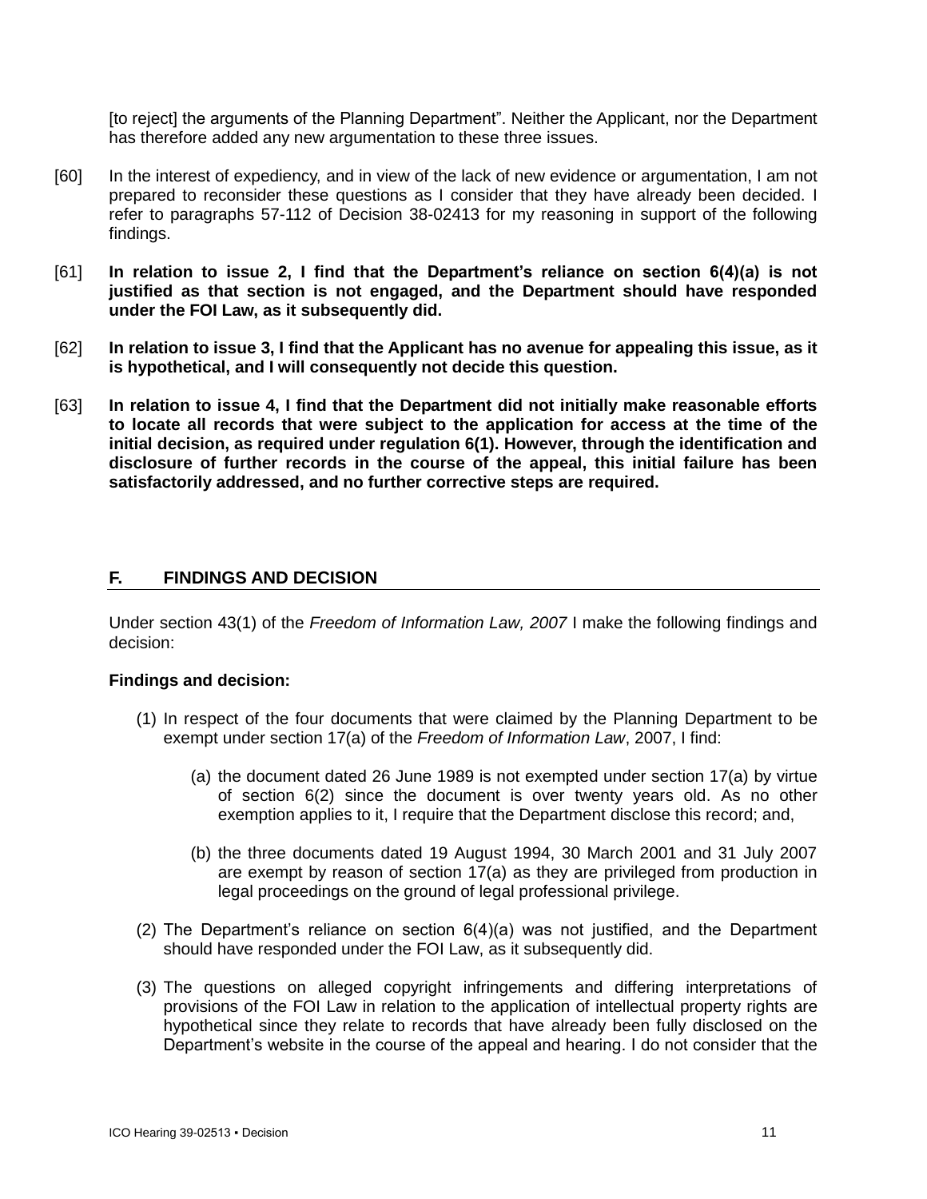[to reject] the arguments of the Planning Department". Neither the Applicant, nor the Department has therefore added any new argumentation to these three issues.

[60] In the interest of expediency, and in view of the lack of new evidence or argumentation, I am not prepared to reconsider these questions as I consider that they have already been decided. I refer to paragraphs 57-112 of Decision 38-02413 for my reasoning in support of the following findings.

[61] **In relation to issue 2, I find that the Department's reliance on section 6(4)(a) is not justified as that section is not engaged, and the Department should have responded under the FOI Law, as it subsequently did.**

[62] **In relation to issue 3, I find that the Applicant has no avenue for appealing this issue, as it is hypothetical, and I will consequently not decide this question.**

[63] **In relation to issue 4, I find that the Department did not initially make reasonable efforts to locate all records that were subject to the application for access at the time of the initial decision, as required under regulation 6(1). However, through the identification and disclosure of further records in the course of the appeal, this initial failure has been satisfactorily addressed, and no further corrective steps are required.**

## F. FINDINGS AND DECISION

Under section 43(1) of the *Freedom of Information Law, 2007* I make the following findings and decision:

**Findings and decision:**

(1) In respect of the four documents that were claimed by the Planning Department to be exempt under section 17(a) of the *Freedom of Information Law*, 2007, I find:

  (a) the document dated 26 June 1989 is not exempted under section 17(a) by virtue of section 6(2) since the document is over twenty years old. As no other exemption applies to it, I require that the Department disclose this record; and,

  (b) the three documents dated 19 August 1994, 30 March 2001 and 31 July 2007 are exempt by reason of section 17(a) as they are privileged from production in legal proceedings on the ground of legal professional privilege.

(2) The Department's reliance on section 6(4)(a) was not justified, and the Department should have responded under the FOI Law, as it subsequently did.

(3) The questions on alleged copyright infringements and differing interpretations of provisions of the FOI Law in relation to the application of intellectual property rights are hypothetical since they relate to records that have already been fully disclosed on the Department's website in the course of the appeal and hearing. I do not consider that the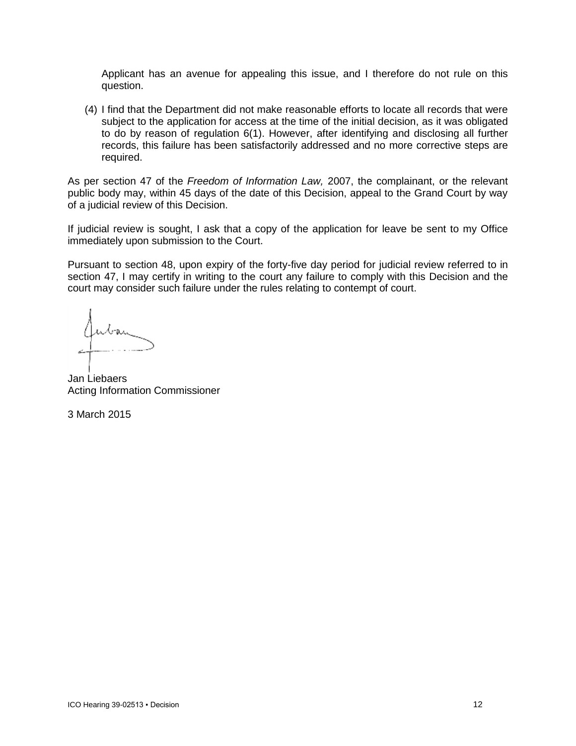Applicant has an avenue for appealing this issue, and I therefore do not rule on this question.

(4) I find that the Department did not make reasonable efforts to locate all records that were subject to the application for access at the time of the initial decision, as it was obligated to do by reason of regulation 6(1). However, after identifying and disclosing all further records, this failure has been satisfactorily addressed and no more corrective steps are required.

As per section 47 of the *Freedom of Information Law,* 2007, the complainant, or the relevant public body may, within 45 days of the date of this Decision, appeal to the Grand Court by way of a judicial review of this Decision.

If judicial review is sought, I ask that a copy of the application for leave be sent to my Office immediately upon submission to the Court.

Pursuant to section 48, upon expiry of the forty-five day period for judicial review referred to in section 47, I may certify in writing to the court any failure to comply with this Decision and the court may consider such failure under the rules relating to contempt of court.

Jan Liebaers
Acting Information Commissioner

3 March 2015